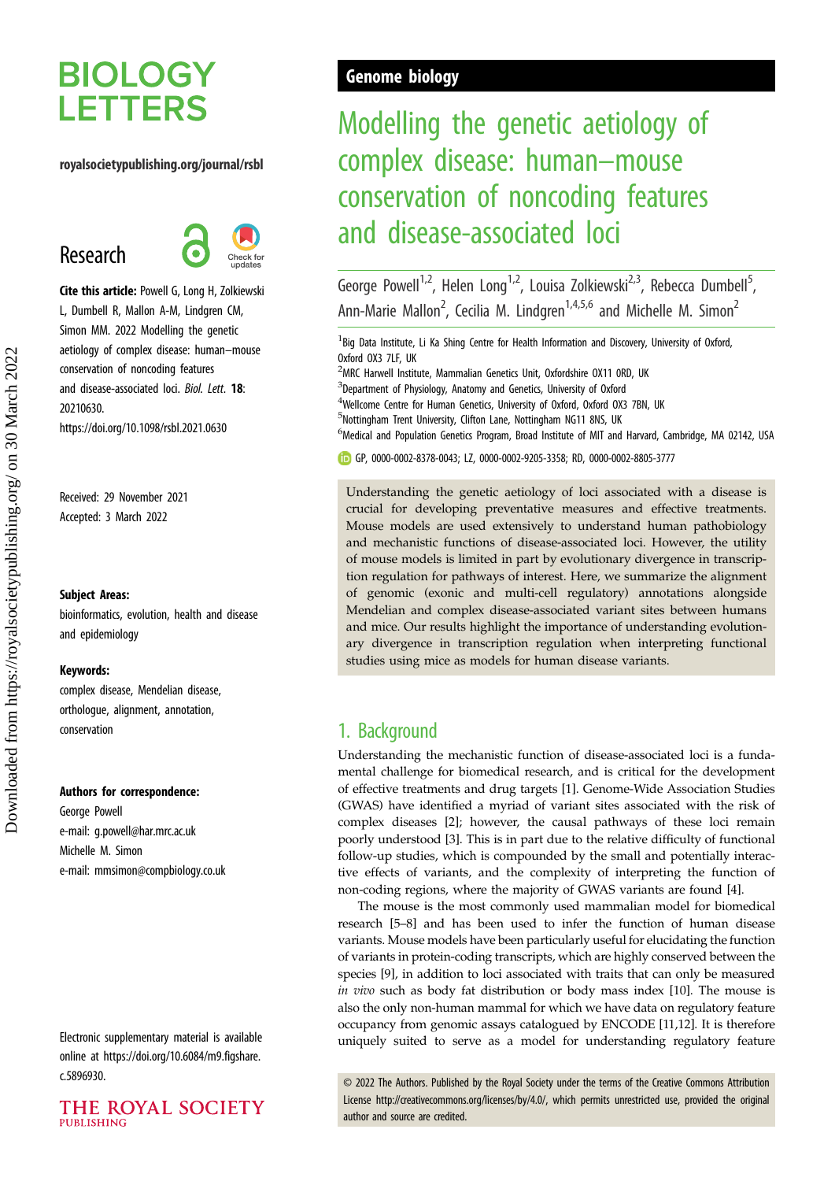# BIOLOGY LETTERS

royalsocietypublishing.org/journal/rsbl

## Research

**Cite this article:** Powell G, Long H, Zolkiewski L, Dumbell R, Mallon A-M, Lindgren CM, Simon MM. 2022 Modelling the genetic aetiology of complex disease: human–mouse conservation of noncoding features and disease-associated loci. *Biol. Lett.* **18**: 20210630. https://doi.org/10.1098/rsbl.2021.0630

Received: 29 November 2021
Accepted: 3 March 2022

**Subject Areas:**
bioinformatics, evolution, health and disease and epidemiology

**Keywords:**
complex disease, Mendelian disease, orthologue, alignment, annotation, conservation

**Authors for correspondence:**
George Powell
e-mail: g.powell@har.mrc.ac.uk
Michelle M. Simon
e-mail: mmsimon@compbiology.co.uk

Electronic supplementary material is available online at https://doi.org/10.6084/m9.figshare.c.5896930.

Genome biology

# Modelling the genetic aetiology of complex disease: human–mouse conservation of noncoding features and disease-associated loci

George Powell[1,2], Helen Long[1,2], Louisa Zolkiewski[2,3], Rebecca Dumbell[5], Ann-Marie Mallon[2], Cecilia M. Lindgren[1,4,5,6] and Michelle M. Simon[2]

[1]Big Data Institute, Li Ka Shing Centre for Health Information and Discovery, University of Oxford, Oxford OX3 7LF, UK
[2]MRC Harwell Institute, Mammalian Genetics Unit, Oxfordshire OX11 0RD, UK
[3]Department of Physiology, Anatomy and Genetics, University of Oxford
[4]Wellcome Centre for Human Genetics, University of Oxford, Oxford OX3 7BN, UK
[5]Nottingham Trent University, Clifton Lane, Nottingham NG11 8NS, UK
[6]Medical and Population Genetics Program, Broad Institute of MIT and Harvard, Cambridge, MA 02142, USA

GP, 0000-0002-8378-0043; LZ, 0000-0002-9205-3358; RD, 0000-0002-8805-3777

Understanding the genetic aetiology of loci associated with a disease is crucial for developing preventative measures and effective treatments. Mouse models are used extensively to understand human pathobiology and mechanistic functions of disease-associated loci. However, the utility of mouse models is limited in part by evolutionary divergence in transcription regulation for pathways of interest. Here, we summarize the alignment of genomic (exonic and multi-cell regulatory) annotations alongside Mendelian and complex disease-associated variant sites between humans and mice. Our results highlight the importance of understanding evolutionary divergence in transcription regulation when interpreting functional studies using mice as models for human disease variants.

## 1. Background

Understanding the mechanistic function of disease-associated loci is a fundamental challenge for biomedical research, and is critical for the development of effective treatments and drug targets [1]. Genome-Wide Association Studies (GWAS) have identified a myriad of variant sites associated with the risk of complex diseases [2]; however, the causal pathways of these loci remain poorly understood [3]. This is in part due to the relative difficulty of functional follow-up studies, which is compounded by the small and potentially interactive effects of variants, and the complexity of interpreting the function of non-coding regions, where the majority of GWAS variants are found [4].

The mouse is the most commonly used mammalian model for biomedical research [5–8] and has been used to infer the function of human disease variants. Mouse models have been particularly useful for elucidating the function of variants in protein-coding transcripts, which are highly conserved between the species [9], in addition to loci associated with traits that can only be measured *in vivo* such as body fat distribution or body mass index [10]. The mouse is also the only non-human mammal for which we have data on regulatory feature occupancy from genomic assays catalogued by ENCODE [11,12]. It is therefore uniquely suited to serve as a model for understanding regulatory feature

© 2022 The Authors. Published by the Royal Society under the terms of the Creative Commons Attribution License http://creativecommons.org/licenses/by/4.0/, which permits unrestricted use, provided the original author and source are credited.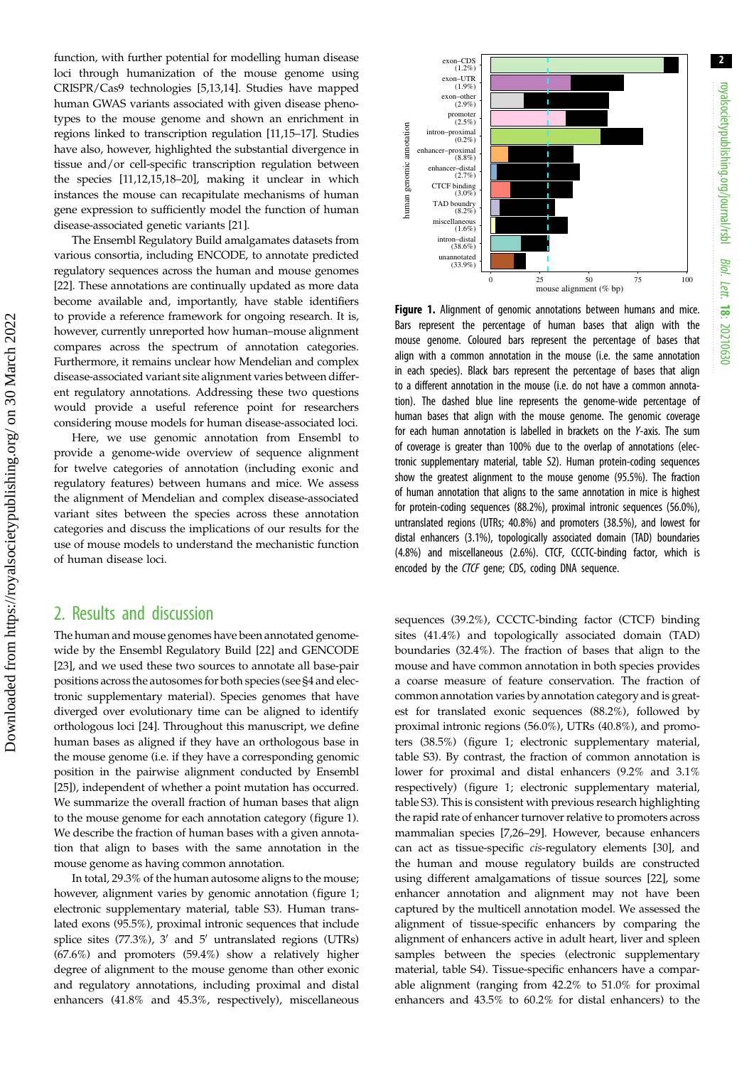function, with further potential for modelling human disease loci through humanization of the mouse genome using CRISPR/Cas9 technologies [5,13,14]. Studies have mapped human GWAS variants associated with given disease phenotypes to the mouse genome and shown an enrichment in regions linked to transcription regulation [11,15–17]. Studies have also, however, highlighted the substantial divergence in tissue and/or cell-specific transcription regulation between the species [11,12,15,18–20], making it unclear in which instances the mouse can recapitulate mechanisms of human gene expression to sufficiently model the function of human disease-associated genetic variants [21].

The Ensembl Regulatory Build amalgamates datasets from various consortia, including ENCODE, to annotate predicted regulatory sequences across the human and mouse genomes [22]. These annotations are continually updated as more data become available and, importantly, have stable identifiers to provide a reference framework for ongoing research. It is, however, currently unreported how human–mouse alignment compares across the spectrum of annotation categories. Furthermore, it remains unclear how Mendelian and complex disease-associated variant site alignment varies between different regulatory annotations. Addressing these two questions would provide a useful reference point for researchers considering mouse models for human disease-associated loci.

Here, we use genomic annotation from Ensembl to provide a genome-wide overview of sequence alignment for twelve categories of annotation (including exonic and regulatory features) between humans and mice. We assess the alignment of Mendelian and complex disease-associated variant sites between the species across these annotation categories and discuss the implications of our results for the use of mouse models to understand the mechanistic function of human disease loci.

## 2. Results and discussion

The human and mouse genomes have been annotated genome-wide by the Ensembl Regulatory Build [22] and GENCODE [23], and we used these two sources to annotate all base-pair positions across the autosomes for both species (see §4 and electronic supplementary material). Species genomes that have diverged over evolutionary time can be aligned to identify orthologous loci [24]. Throughout this manuscript, we define human bases as aligned if they have an orthologous base in the mouse genome (i.e. if they have a corresponding genomic position in the pairwise alignment conducted by Ensembl [25]), independent of whether a point mutation has occurred. We summarize the overall fraction of human bases that align to the mouse genome for each annotation category (figure 1). We describe the fraction of human bases with a given annotation that align to bases with the same annotation in the mouse genome as having common annotation.

In total, 29.3% of the human autosome aligns to the mouse; however, alignment varies by genomic annotation (figure 1; electronic supplementary material, table S3). Human translated exons (95.5%), proximal intronic sequences that include splice sites (77.3%), 3′ and 5′ untranslated regions (UTRs) (67.6%) and promoters (59.4%) show a relatively higher degree of alignment to the mouse genome than other exonic and regulatory annotations, including proximal and distal enhancers (41.8% and 45.3%, respectively), miscellaneous sequences (39.2%), CCCTC-binding factor (CTCF) binding sites (41.4%) and topologically associated domain (TAD) boundaries (32.4%). The fraction of bases that align to the mouse and have common annotation in both species provides a coarse measure of feature conservation. The fraction of common annotation varies by annotation category and is greatest for translated exonic sequences (88.2%), followed by proximal intronic regions (56.0%), UTRs (40.8%), and promoters (38.5%) (figure 1; electronic supplementary material, table S3). By contrast, the fraction of common annotation is lower for proximal and distal enhancers (9.2% and 3.1% respectively) (figure 1; electronic supplementary material, table S3). This is consistent with previous research highlighting the rapid rate of enhancer turnover relative to promoters across mammalian species [7,26–29]. However, because enhancers can act as tissue-specific *cis*-regulatory elements [30], and the human and mouse regulatory builds are constructed using different amalgamations of tissue sources [22], some enhancer annotation and alignment may not have been captured by the multicell annotation model. We assessed the alignment of tissue-specific enhancers by comparing the alignment of enhancers active in adult heart, liver and spleen samples between the species (electronic supplementary material, table S4). Tissue-specific enhancers have a comparable alignment (ranging from 42.2% to 51.0% for proximal enhancers and 43.5% to 60.2% for distal enhancers) to the

**Figure 1.** Alignment of genomic annotations between humans and mice. Bars represent the percentage of human bases that align with the mouse genome. Coloured bars represent the percentage of bases that align with a common annotation in the mouse (i.e. the same annotation in each species). Black bars represent the percentage of bases that align to a different annotation in the mouse (i.e. do not have a common annotation). The dashed blue line represents the genome-wide percentage of human bases that align with the mouse genome. The genomic coverage for each human annotation is labelled in brackets on the *Y*-axis. The sum of coverage is greater than 100% due to the overlap of annotations (electronic supplementary material, table S2). Human protein-coding sequences show the greatest alignment to the mouse genome (95.5%). The fraction of human annotation that aligns to the same annotation in mice is highest for protein-coding sequences (88.2%), proximal intronic sequences (56.0%), untranslated regions (UTRs; 40.8%) and promoters (38.5%), and lowest for distal enhancers (3.1%), topologically associated domain (TAD) boundaries (4.8%) and miscellaneous (2.6%). CTCF, CCCTC-binding factor, which is encoded by the *CTCF* gene; CDS, coding DNA sequence.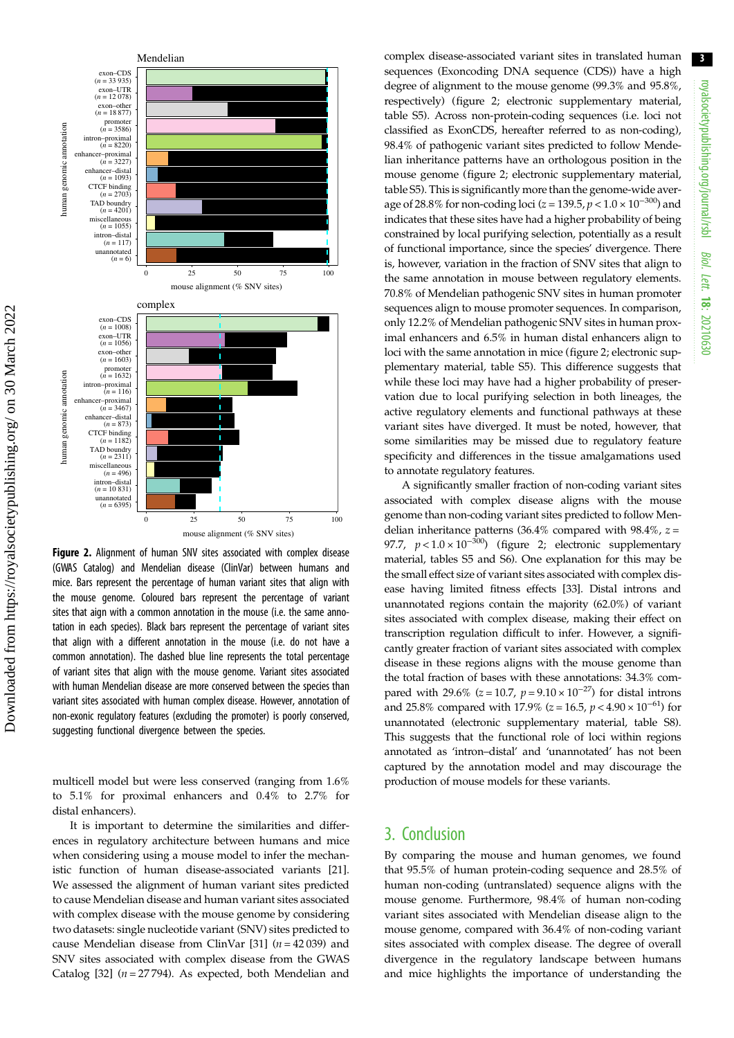**Figure 2.** Alignment of human SNV sites associated with complex disease (GWAS Catalog) and Mendelian disease (ClinVar) between humans and mice. Bars represent the percentage of human variant sites that align with the mouse genome. Coloured bars represent the percentage of variant sites that aign with a common annotation in the mouse (i.e. the same annotation in each species). Black bars represent the percentage of variant sites that align with a different annotation in the mouse (i.e. do not have a common annotation). The dashed blue line represents the total percentage of variant sites that align with the mouse genome. Variant sites associated with human Mendelian disease are more conserved between the species than variant sites associated with human complex disease. However, annotation of non-exonic regulatory features (excluding the promoter) is poorly conserved, suggesting functional divergence between the species.

multicell model but were less conserved (ranging from 1.6% to 5.1% for proximal enhancers and 0.4% to 2.7% for distal enhancers).

It is important to determine the similarities and differences in regulatory architecture between humans and mice when considering using a mouse model to infer the mechanistic function of human disease-associated variants [21]. We assessed the alignment of human variant sites predicted to cause Mendelian disease and human variant sites associated with complex disease with the mouse genome by considering two datasets: single nucleotide variant (SNV) sites predicted to cause Mendelian disease from ClinVar [31] ($n = 42\,039$) and SNV sites associated with complex disease from the GWAS Catalog [32] ($n = 27\,794$). As expected, both Mendelian and complex disease-associated variant sites in translated human sequences (Exoncoding DNA sequence (CDS)) have a high degree of alignment to the mouse genome (99.3% and 95.8%, respectively) (figure 2; electronic supplementary material, table S5). Across non-protein-coding sequences (i.e. loci not classified as ExonCDS, hereafter referred to as non-coding), 98.4% of pathogenic variant sites predicted to follow Mendelian inheritance patterns have an orthologous position in the mouse genome (figure 2; electronic supplementary material, table S5). This is significantly more than the genome-wide average of 28.8% for non-coding loci ($z = 139.5$, $p < 1.0 \times 10^{-300}$) and indicates that these sites have had a higher probability of being constrained by local purifying selection, potentially as a result of functional importance, since the species' divergence. There is, however, variation in the fraction of SNV sites that align to the same annotation in mouse between regulatory elements. 70.8% of Mendelian pathogenic SNV sites in human promoter sequences align to mouse promoter sequences. In comparison, only 12.2% of Mendelian pathogenic SNV sites in human proximal enhancers and 6.5% in human distal enhancers align to loci with the same annotation in mice (figure 2; electronic supplementary material, table S5). This difference suggests that while these loci may have had a higher probability of preservation due to local purifying selection in both lineages, the active regulatory elements and functional pathways at these variant sites have diverged. It must be noted, however, that some similarities may be missed due to regulatory feature specificity and differences in the tissue amalgamations used to annotate regulatory features.

A significantly smaller fraction of non-coding variant sites associated with complex disease aligns with the mouse genome than non-coding variant sites predicted to follow Mendelian inheritance patterns (36.4% compared with 98.4%, $z = 97.7$, $p < 1.0 \times 10^{-300}$) (figure 2; electronic supplementary material, tables S5 and S6). One explanation for this may be the small effect size of variant sites associated with complex disease having limited fitness effects [33]. Distal introns and unannotated regions contain the majority (62.0%) of variant sites associated with complex disease, making their effect on transcription regulation difficult to infer. However, a significantly greater fraction of variant sites associated with complex disease in these regions aligns with the mouse genome than the total fraction of bases with these annotations: 34.3% compared with 29.6% ($z = 10.7$, $p = 9.10 \times 10^{-27}$) for distal introns and 25.8% compared with 17.9% ($z = 16.5$, $p < 4.90 \times 10^{-61}$) for unannotated (electronic supplementary material, table S8). This suggests that the functional role of loci within regions annotated as 'intron–distal' and 'unannotated' has not been captured by the annotation model and may discourage the production of mouse models for these variants.

## 3. Conclusion

By comparing the mouse and human genomes, we found that 95.5% of human protein-coding sequence and 28.5% of human non-coding (untranslated) sequence aligns with the mouse genome. Furthermore, 98.4% of human non-coding variant sites associated with Mendelian disease align to the mouse genome, compared with 36.4% of non-coding variant sites associated with complex disease. The degree of overall divergence in the regulatory landscape between humans and mice highlights the importance of understanding the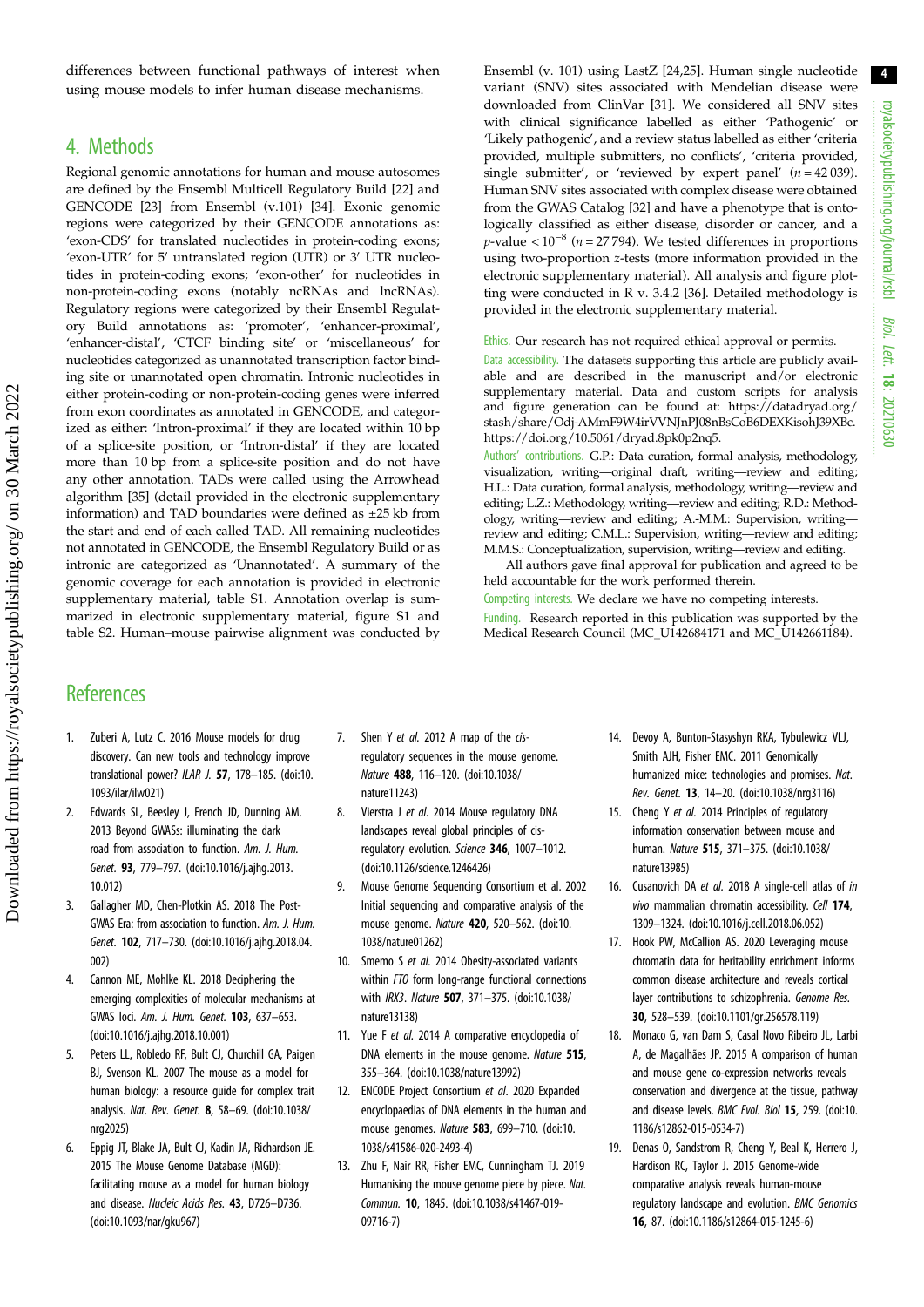differences between functional pathways of interest when using mouse models to infer human disease mechanisms.

## 4. Methods

Regional genomic annotations for human and mouse autosomes are defined by the Ensembl Multicell Regulatory Build [22] and GENCODE [23] from Ensembl (v.101) [34]. Exonic genomic regions were categorized by their GENCODE annotations as: 'exon-CDS' for translated nucleotides in protein-coding exons; 'exon-UTR' for 5′ untranslated region (UTR) or 3′ UTR nucleotides in protein-coding exons; 'exon-other' for nucleotides in non-protein-coding exons (notably ncRNAs and lncRNAs). Regulatory regions were categorized by their Ensembl Regulatory Build annotations as: 'promoter', 'enhancer-proximal', 'enhancer-distal', 'CTCF binding site' or 'miscellaneous' for nucleotides categorized as unannotated transcription factor binding site or unannotated open chromatin. Intronic nucleotides in either protein-coding or non-protein-coding genes were inferred from exon coordinates as annotated in GENCODE, and categorized as either: 'Intron-proximal' if they are located within 10 bp of a splice-site position, or 'Intron-distal' if they are located more than 10 bp from a splice-site position and do not have any other annotation. TADs were called using the Arrowhead algorithm [35] (detail provided in the electronic supplementary information) and TAD boundaries were defined as ±25 kb from the start and end of each called TAD. All remaining nucleotides not annotated in GENCODE, the Ensembl Regulatory Build or as intronic are categorized as 'Unannotated'. A summary of the genomic coverage for each annotation is provided in electronic supplementary material, table S1. Annotation overlap is summarized in electronic supplementary material, figure S1 and table S2. Human–mouse pairwise alignment was conducted by Ensembl (v. 101) using LastZ [24,25]. Human single nucleotide variant (SNV) sites associated with Mendelian disease were downloaded from ClinVar [31]. We considered all SNV sites with clinical significance labelled as either 'Pathogenic' or 'Likely pathogenic', and a review status labelled as either 'criteria provided, multiple submitters, no conflicts', 'criteria provided, single submitter', or 'reviewed by expert panel' ($n = 42\,039$). Human SNV sites associated with complex disease were obtained from the GWAS Catalog [32] and have a phenotype that is ontologically classified as either disease, disorder or cancer, and a $p$-value $< 10^{-8}$ ($n = 27\,794$). We tested differences in proportions using two-proportion $z$-tests (more information provided in the electronic supplementary material). All analysis and figure plotting were conducted in R v. 3.4.2 [36]. Detailed methodology is provided in the electronic supplementary material.

Ethics. Our research has not required ethical approval or permits.

Data accessibility. The datasets supporting this article are publicly available and are described in the manuscript and/or electronic supplementary material. Data and custom scripts for analysis and figure generation can be found at: https://datadryad.org/stash/share/Odj-AMmF9W4irVVNJnPJ08nBsCoB6DEXKisohJ39XBc. https://doi.org/10.5061/dryad.8pk0p2nq5.

Authors' contributions. G.P.: Data curation, formal analysis, methodology, visualization, writing—original draft, writing—review and editing; H.L.: Data curation, formal analysis, methodology, writing—review and editing; L.Z.: Methodology, writing—review and editing; R.D.: Methodology, writing—review and editing; A.-M.M.: Supervision, writing—review and editing; C.M.L.: Supervision, writing—review and editing; M.M.S.: Conceptualization, supervision, writing—review and editing.

All authors gave final approval for publication and agreed to be held accountable for the work performed therein.

Competing interests. We declare we have no competing interests.

Funding. Research reported in this publication was supported by the Medical Research Council (MC_U142684171 and MC_U142661184).

## References

1. Zuberi A, Lutz C. 2016 Mouse models for drug discovery. Can new tools and technology improve translational power? *ILAR J.* **57**, 178–185. (doi:10.1093/ilar/ilw021)
2. Edwards SL, Beesley J, French JD, Dunning AM. 2013 Beyond GWASs: illuminating the dark road from association to function. *Am. J. Hum. Genet.* **93**, 779–797. (doi:10.1016/j.ajhg.2013.10.012)
3. Gallagher MD, Chen-Plotkin AS. 2018 The Post-GWAS Era: from association to function. *Am. J. Hum. Genet.* **102**, 717–730. (doi:10.1016/j.ajhg.2018.04.002)
4. Cannon ME, Mohlke KL. 2018 Deciphering the emerging complexities of molecular mechanisms at GWAS loci. *Am. J. Hum. Genet.* **103**, 637–653. (doi:10.1016/j.ajhg.2018.10.001)
5. Peters LL, Robledo RF, Bult CJ, Churchill GA, Paigen BJ, Svenson KL. 2007 The mouse as a model for human biology: a resource guide for complex trait analysis. *Nat. Rev. Genet.* **8**, 58–69. (doi:10.1038/nrg2025)
6. Eppig JT, Blake JA, Bult CJ, Kadin JA, Richardson JE. 2015 The Mouse Genome Database (MGD): facilitating mouse as a model for human biology and disease. *Nucleic Acids Res.* **43**, D726–D736. (doi:10.1093/nar/gku967)
7. Shen Y *et al.* 2012 A map of the *cis*-regulatory sequences in the mouse genome. *Nature* **488**, 116–120. (doi:10.1038/nature11243)
8. Vierstra J *et al.* 2014 Mouse regulatory DNA landscapes reveal global principles of cis-regulatory evolution. *Science* **346**, 1007–1012. (doi:10.1126/science.1246426)
9. Mouse Genome Sequencing Consortium et al. 2002 Initial sequencing and comparative analysis of the mouse genome. *Nature* **420**, 520–562. (doi:10.1038/nature01262)
10. Smemo S *et al.* 2014 Obesity-associated variants within *FTO* form long-range functional connections with *IRX3*. *Nature* **507**, 371–375. (doi:10.1038/nature13138)
11. Yue F *et al.* 2014 A comparative encyclopedia of DNA elements in the mouse genome. *Nature* **515**, 355–364. (doi:10.1038/nature13992)
12. ENCODE Project Consortium *et al.* 2020 Expanded encyclopaedias of DNA elements in the human and mouse genomes. *Nature* **583**, 699–710. (doi:10.1038/s41586-020-2493-4)
13. Zhu F, Nair RR, Fisher EMC, Cunningham TJ. 2019 Humanising the mouse genome piece by piece. *Nat. Commun.* **10**, 1845. (doi:10.1038/s41467-019-09716-7)
14. Devoy A, Bunton-Stasyshyn RKA, Tybulewicz VLJ, Smith AJH, Fisher EMC. 2011 Genomically humanized mice: technologies and promises. *Nat. Rev. Genet.* **13**, 14–20. (doi:10.1038/nrg3116)
15. Cheng Y *et al.* 2014 Principles of regulatory information conservation between mouse and human. *Nature* **515**, 371–375. (doi:10.1038/nature13985)
16. Cusanovich DA *et al.* 2018 A single-cell atlas of *in vivo* mammalian chromatin accessibility. *Cell* **174**, 1309–1324. (doi:10.1016/j.cell.2018.06.052)
17. Hook PW, McCallion AS. 2020 Leveraging mouse chromatin data for heritability enrichment informs common disease architecture and reveals cortical layer contributions to schizophrenia. *Genome Res.* **30**, 528–539. (doi:10.1101/gr.256578.119)
18. Monaco G, van Dam S, Casal Novo Ribeiro JL, Larbi A, de Magalhães JP. 2015 A comparison of human and mouse gene co-expression networks reveals conservation and divergence at the tissue, pathway and disease levels. *BMC Evol. Biol* **15**, 259. (doi:10.1186/s12862-015-0534-7)
19. Denas O, Sandstrom R, Cheng Y, Beal K, Herrero J, Hardison RC, Taylor J. 2015 Genome-wide comparative analysis reveals human-mouse regulatory landscape and evolution. *BMC Genomics* **16**, 87. (doi:10.1186/s12864-015-1245-6)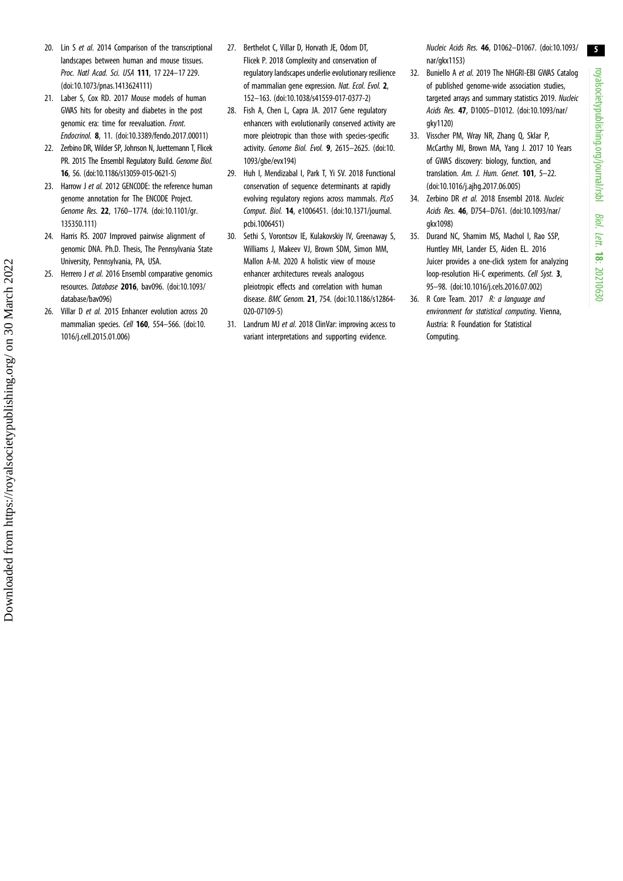20. Lin S *et al.* 2014 Comparison of the transcriptional landscapes between human and mouse tissues. *Proc. Natl Acad. Sci. USA* **111**, 17 224–17 229. (doi:10.1073/pnas.1413624111)
21. Laber S, Cox RD. 2017 Mouse models of human GWAS hits for obesity and diabetes in the post genomic era: time for reevaluation. *Front. Endocrinol.* **8**, 11. (doi:10.3389/fendo.2017.00011)
22. Zerbino DR, Wilder SP, Johnson N, Juettemann T, Flicek PR. 2015 The Ensembl Regulatory Build. *Genome Biol.* **16**, 56. (doi:10.1186/s13059-015-0621-5)
23. Harrow J *et al.* 2012 GENCODE: the reference human genome annotation for The ENCODE Project. *Genome Res.* **22**, 1760–1774. (doi:10.1101/gr.135350.111)
24. Harris RS. 2007 Improved pairwise alignment of genomic DNA. Ph.D. Thesis, The Pennsylvania State University, Pennsylvania, PA, USA.
25. Herrero J *et al.* 2016 Ensembl comparative genomics resources. *Database* **2016**, bav096. (doi:10.1093/database/bav096)
26. Villar D *et al.* 2015 Enhancer evolution across 20 mammalian species. *Cell* **160**, 554–566. (doi:10.1016/j.cell.2015.01.006)
27. Berthelot C, Villar D, Horvath JE, Odom DT, Flicek P. 2018 Complexity and conservation of regulatory landscapes underlie evolutionary resilience of mammalian gene expression. *Nat. Ecol. Evol.* **2**, 152–163. (doi:10.1038/s41559-017-0377-2)
28. Fish A, Chen L, Capra JA. 2017 Gene regulatory enhancers with evolutionarily conserved activity are more pleiotropic than those with species-specific activity. *Genome Biol. Evol.* **9**, 2615–2625. (doi:10.1093/gbe/evx194)
29. Huh I, Mendizabal I, Park T, Yi SV. 2018 Functional conservation of sequence determinants at rapidly evolving regulatory regions across mammals. *PLoS Comput. Biol.* **14**, e1006451. (doi:10.1371/journal.pcbi.1006451)
30. Sethi S, Vorontsov IE, Kulakovskiy IV, Greenaway S, Williams J, Makeev VJ, Brown SDM, Simon MM, Mallon A-M. 2020 A holistic view of mouse enhancer architectures reveals analogous pleiotropic effects and correlation with human disease. *BMC Genom.* **21**, 754. (doi:10.1186/s12864-020-07109-5)
31. Landrum MJ *et al.* 2018 ClinVar: improving access to variant interpretations and supporting evidence. *Nucleic Acids Res.* **46**, D1062–D1067. (doi:10.1093/nar/gkx1153)
32. Buniello A *et al.* 2019 The NHGRI-EBI GWAS Catalog of published genome-wide association studies, targeted arrays and summary statistics 2019. *Nucleic Acids Res.* **47**, D1005–D1012. (doi:10.1093/nar/gky1120)
33. Visscher PM, Wray NR, Zhang Q, Sklar P, McCarthy MI, Brown MA, Yang J. 2017 10 Years of GWAS discovery: biology, function, and translation. *Am. J. Hum. Genet.* **101**, 5–22. (doi:10.1016/j.ajhg.2017.06.005)
34. Zerbino DR *et al.* 2018 Ensembl 2018. *Nucleic Acids Res.* **46**, D754–D761. (doi:10.1093/nar/gkx1098)
35. Durand NC, Shamim MS, Machol I, Rao SSP, Huntley MH, Lander ES, Aiden EL. 2016 Juicer provides a one-click system for analyzing loop-resolution Hi-C experiments. *Cell Syst.* **3**, 95–98. (doi:10.1016/j.cels.2016.07.002)
36. R Core Team. 2017 *R: a language and environment for statistical computing*. Vienna, Austria: R Foundation for Statistical Computing.